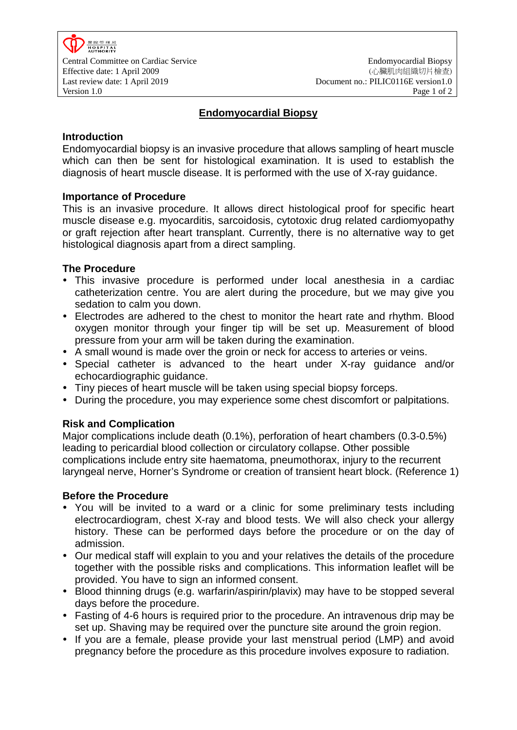# Endomyocardial Biopsy

## Introduction

Endomyocardial biopsy is an invasive procedure that allows sampling of heart muscle which can then be sent for histological examination. It is used to establish the diagnosis of heart muscle disease. It is performed with the use of X-ray guidance.

## Importance of Procedure

This is an invasive procedure. It allows direct histological proof for specific heart muscle disease e.g. myocarditis, sarcoidosis, cytotoxic drug related cardiomyopathy or graft rejection after heart transplant. Currently, there is no alternative way to get histological diagnosis apart from a direct sampling.

## The Procedure

- This invasive procedure is performed under local anesthesia in a cardiac catheterization centre. You are alert during the procedure, but we may give you sedation to calm you down.
- Electrodes are adhered to the chest to monitor the heart rate and rhythm. Blood oxygen monitor through your finger tip will be set up. Measurement of blood pressure from your arm will be taken during the examination.
- A small wound is made over the groin or neck for access to arteries or veins.
- Special catheter is advanced to the heart under X-ray guidance and/or echocardiographic guidance.
- Tiny pieces of heart muscle will be taken using special biopsy forceps.
- During the procedure, you may experience some chest discomfort or palpitations.

## Risk and Complication

Major complications include death (0.1%), perforation of heart chambers (0.3-0.5%) leading to pericardial blood collection or circulatory collapse. Other possible complications include entry site haematoma, pneumothorax, injury to the recurrent laryngeal nerve, Horner's Syndrome or creation of transient heart block. (Reference 1)

## Before the Procedure

- You will be invited to a ward or a clinic for some preliminary tests including electrocardiogram, chest X-ray and blood tests. We will also check your allergy history. These can be performed days before the procedure or on the day of admission.
- Our medical staff will explain to you and your relatives the details of the procedure together with the possible risks and complications. This information leaflet will be provided. You have to sign an informed consent.
- Blood thinning drugs (e.g. warfarin/aspirin/plavix) may have to be stopped several days before the procedure.
- Fasting of 4-6 hours is required prior to the procedure. An intravenous drip may be set up. Shaving may be required over the puncture site around the groin region.
- If you are a female, please provide your last menstrual period (LMP) and avoid pregnancy before the procedure as this procedure involves exposure to radiation.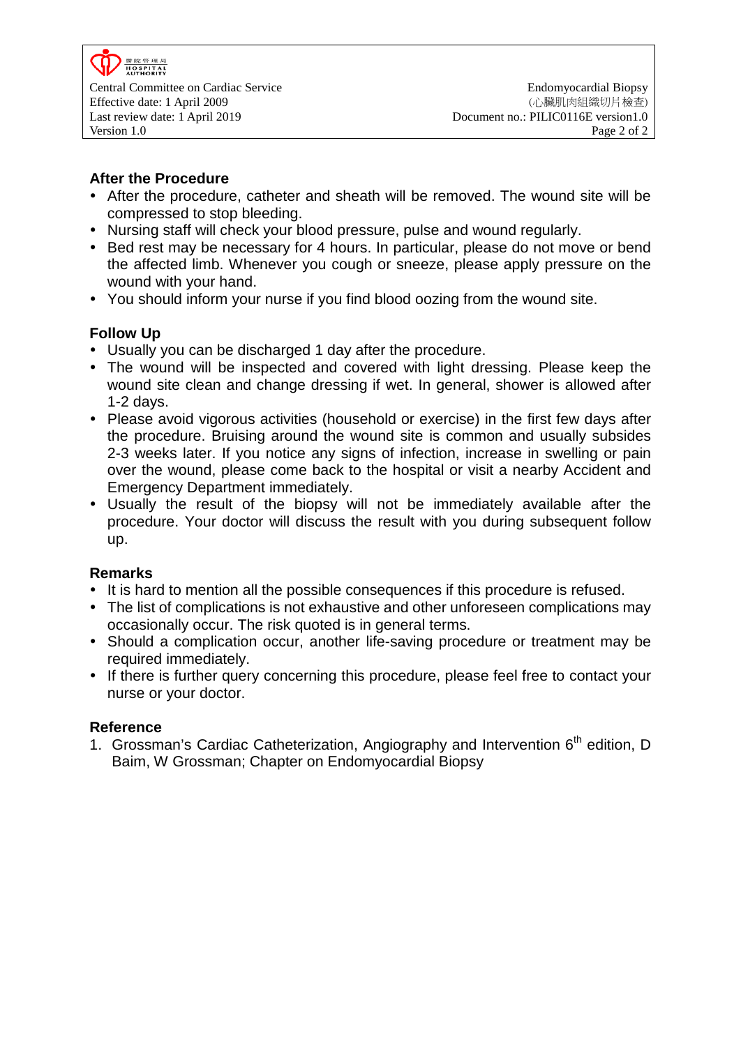## After the Procedure

- After the procedure, catheter and sheath will be removed. The wound site will be compressed to stop bleeding.
- Nursing staff will check your blood pressure, pulse and wound regularly.
- Bed rest may be necessary for 4 hours. In particular, please do not move or bend the affected limb. Whenever you cough or sneeze, please apply pressure on the wound with your hand.
- You should inform your nurse if you find blood oozing from the wound site.

## Follow Up

- Usually you can be discharged 1 day after the procedure.
- The wound will be inspected and covered with light dressing. Please keep the wound site clean and change dressing if wet. In general, shower is allowed after 1-2 days.
- Please avoid vigorous activities (household or exercise) in the first few days after the procedure. Bruising around the wound site is common and usually subsides 2-3 weeks later. If you notice any signs of infection, increase in swelling or pain over the wound, please come back to the hospital or visit a nearby Accident and Emergency Department immediately.
- Usually the result of the biopsy will not be immediately available after the procedure. Your doctor will discuss the result with you during subsequent follow up.

## Remarks

- It is hard to mention all the possible consequences if this procedure is refused.
- The list of complications is not exhaustive and other unforeseen complications may occasionally occur. The risk quoted is in general terms.
- Should a complication occur, another life-saving procedure or treatment may be required immediately.
- If there is further query concerning this procedure, please feel free to contact your nurse or your doctor.

## Reference

1. Grossman's Cardiac Catheterization, Angiography and Intervention 6th edition, D Baim, W Grossman; Chapter on Endomyocardial Biopsy